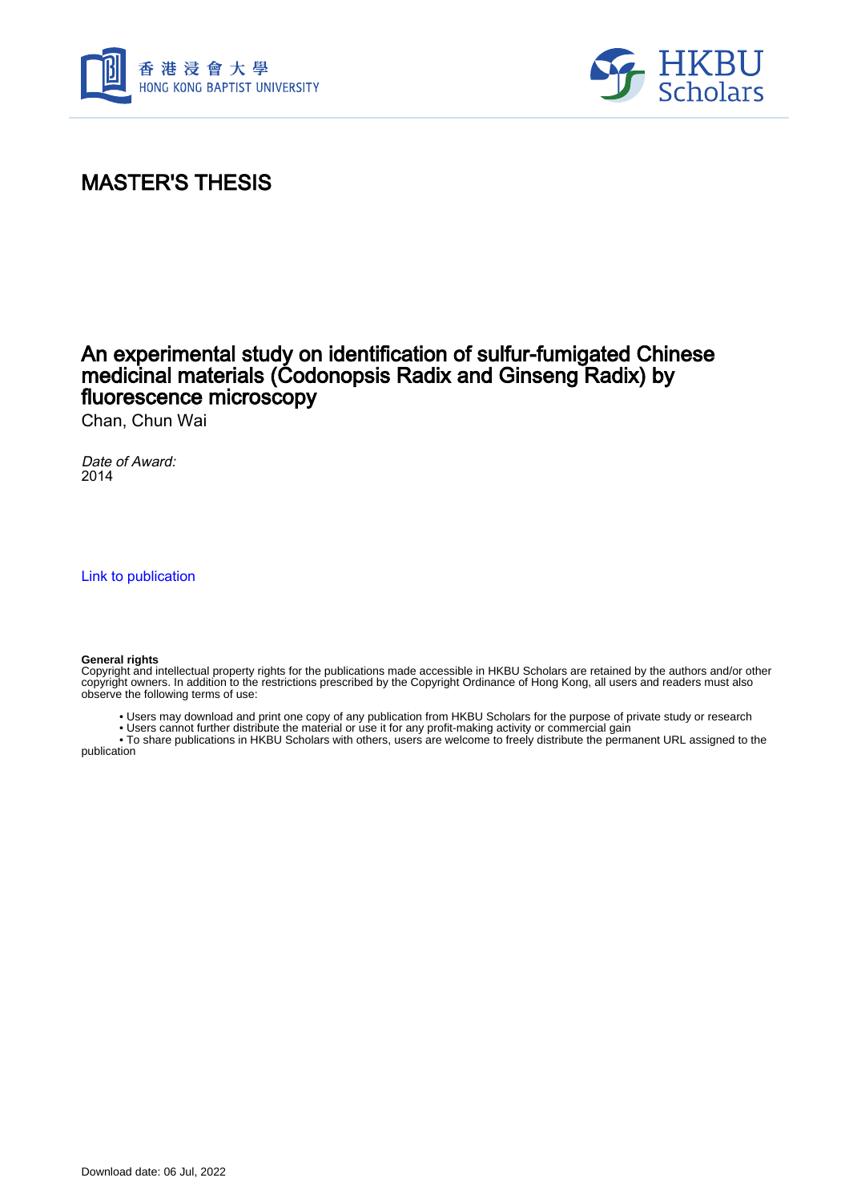# MASTER'S THESIS

## An experimental study on identification of sulfur-fumigated Chinese medicinal materials (Codonopsis Radix and Ginseng Radix) by fluorescence microscopy

Chan, Chun Wai

*Date of Award:*
2014

Link to publication

**General rights**
Copyright and intellectual property rights for the publications made accessible in HKBU Scholars are retained by the authors and/or other copyright owners. In addition to the restrictions prescribed by the Copyright Ordinance of Hong Kong, all users and readers must also observe the following terms of use:

- Users may download and print one copy of any publication from HKBU Scholars for the purpose of private study or research
- Users cannot further distribute the material or use it for any profit-making activity or commercial gain
- To share publications in HKBU Scholars with others, users are welcome to freely distribute the permanent URL assigned to the publication

Download date: 06 Jul, 2022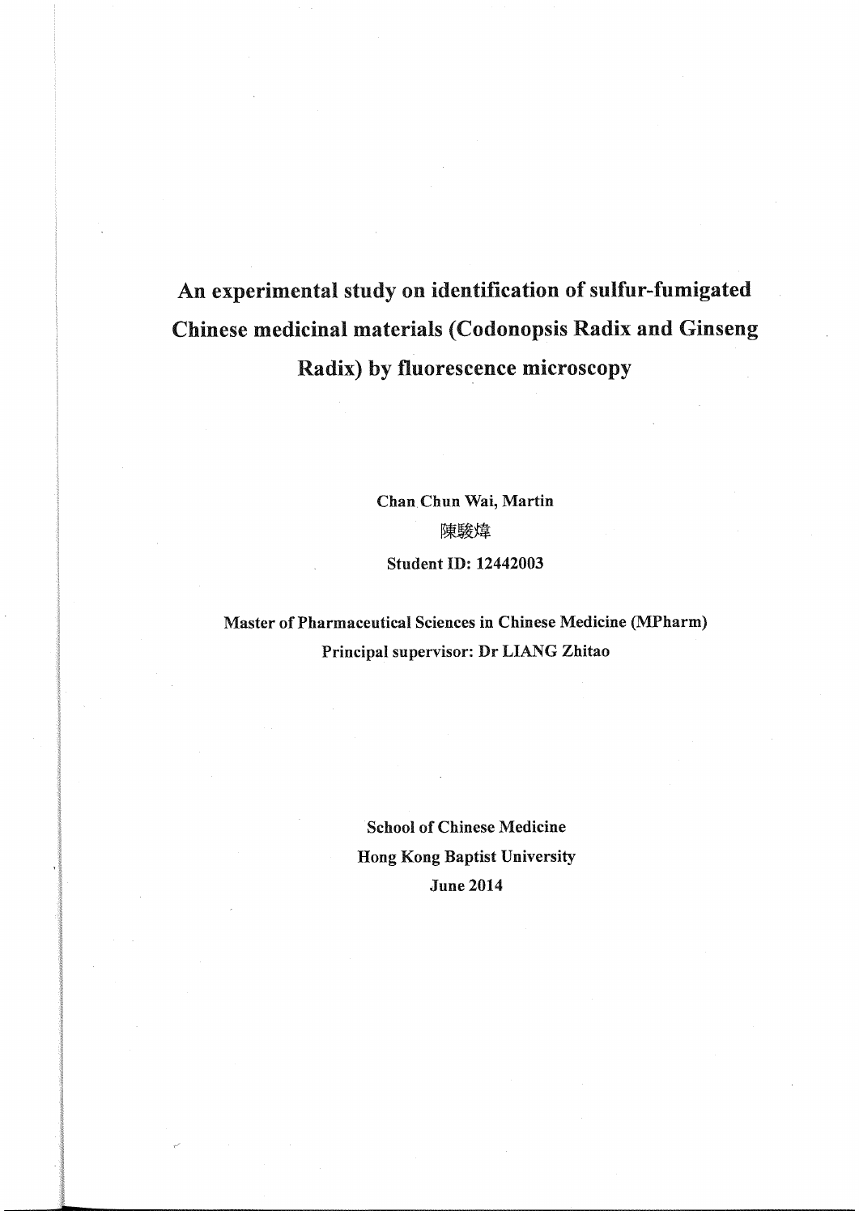# An experimental study on identification of sulfur-fumigated Chinese medicinal materials (Codonopsis Radix and Ginseng Radix) by fluorescence microscopy

**Chan Chun Wai, Martin**

陳駿煒

**Student ID: 12442003**

**Master of Pharmaceutical Sciences in Chinese Medicine (MPharm)**

**Principal supervisor: Dr LIANG Zhitao**

**School of Chinese Medicine**

**Hong Kong Baptist University**

**June 2014**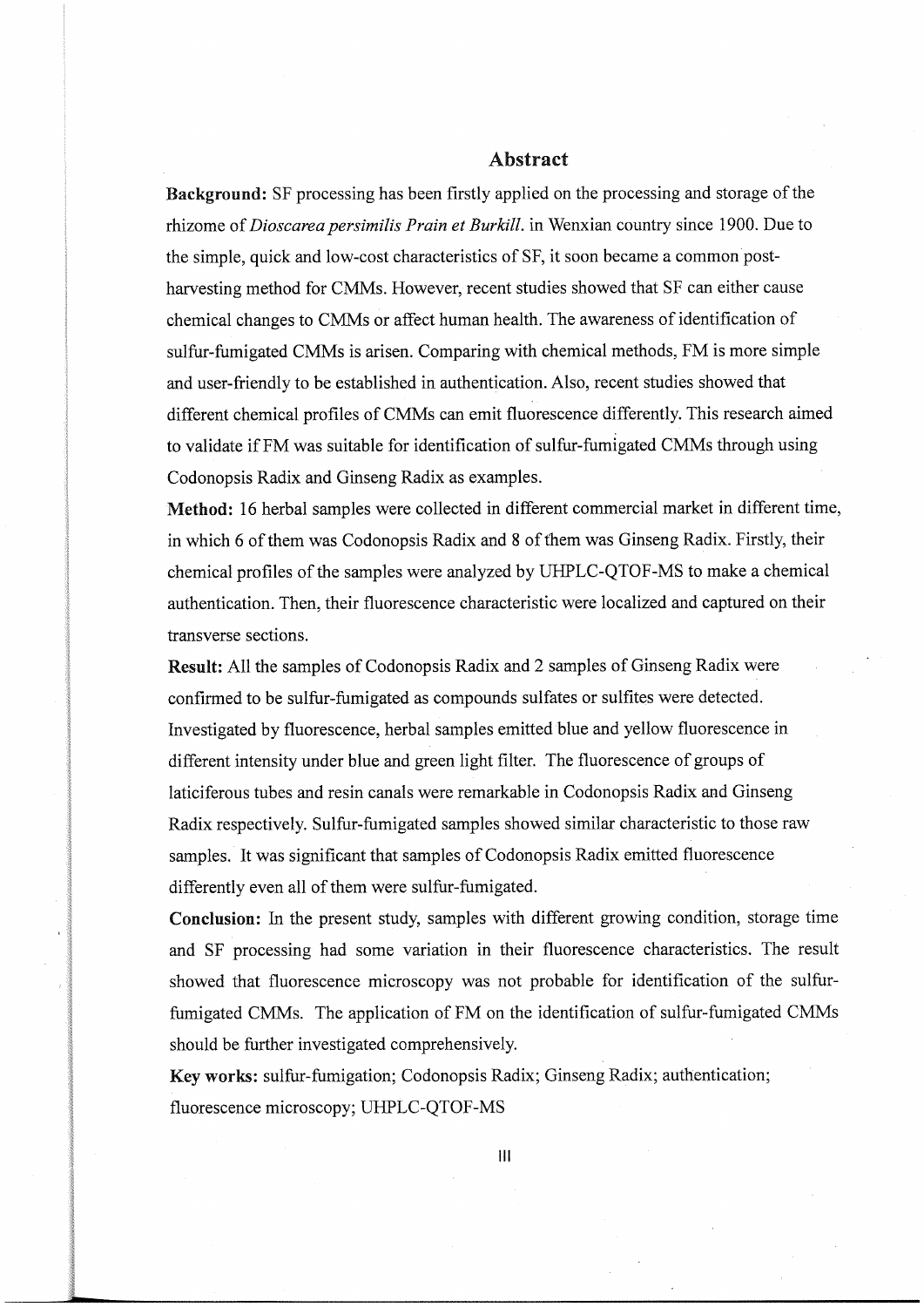## Abstract

**Background:** SF processing has been firstly applied on the processing and storage of the rhizome of *Dioscarea persimilis Prain et Burkill.* in Wenxian country since 1900. Due to the simple, quick and low-cost characteristics of SF, it soon became a common post-harvesting method for CMMs. However, recent studies showed that SF can either cause chemical changes to CMMs or affect human health. The awareness of identification of sulfur-fumigated CMMs is arisen. Comparing with chemical methods, FM is more simple and user-friendly to be established in authentication. Also, recent studies showed that different chemical profiles of CMMs can emit fluorescence differently. This research aimed to validate if FM was suitable for identification of sulfur-fumigated CMMs through using Codonopsis Radix and Ginseng Radix as examples.

**Method:** 16 herbal samples were collected in different commercial market in different time, in which 6 of them was Codonopsis Radix and 8 of them was Ginseng Radix. Firstly, their chemical profiles of the samples were analyzed by UHPLC-QTOF-MS to make a chemical authentication. Then, their fluorescence characteristic were localized and captured on their transverse sections.

**Result:** All the samples of Codonopsis Radix and 2 samples of Ginseng Radix were confirmed to be sulfur-fumigated as compounds sulfates or sulfites were detected. Investigated by fluorescence, herbal samples emitted blue and yellow fluorescence in different intensity under blue and green light filter. The fluorescence of groups of laticiferous tubes and resin canals were remarkable in Codonopsis Radix and Ginseng Radix respectively. Sulfur-fumigated samples showed similar characteristic to those raw samples. It was significant that samples of Codonopsis Radix emitted fluorescence differently even all of them were sulfur-fumigated.

**Conclusion:** In the present study, samples with different growing condition, storage time and SF processing had some variation in their fluorescence characteristics. The result showed that fluorescence microscopy was not probable for identification of the sulfur-fumigated CMMs. The application of FM on the identification of sulfur-fumigated CMMs should be further investigated comprehensively.

**Key works:** sulfur-fumigation; Codonopsis Radix; Ginseng Radix; authentication; fluorescence microscopy; UHPLC-QTOF-MS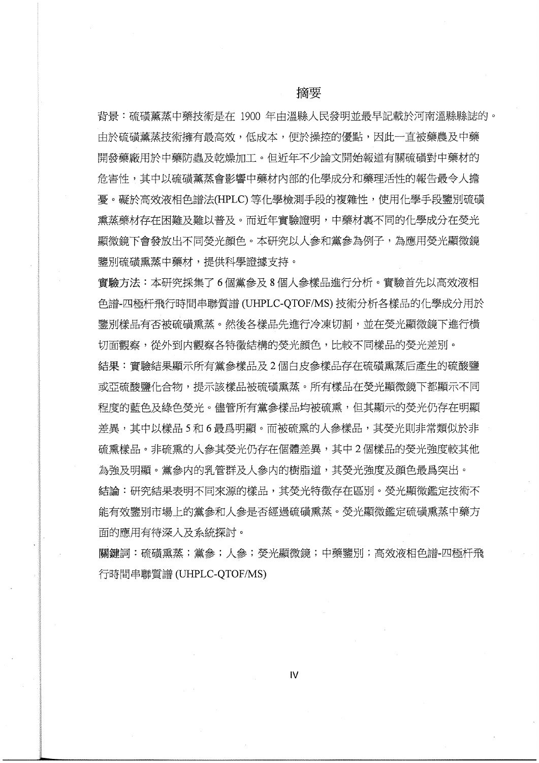# 摘要

**背景**：硫磺薰蒸中藥技術是在 1900 年由溫縣人民發明並最早記載於河南溫縣縣誌的。由於硫磺薰蒸技術擁有最高效，低成本，便於操控的優點，因此一直被藥農及中藥開發藥廠用於中藥防蟲及乾燥加工。但近年不少論文開始報道有關硫磺對中藥材的危害性，其中以硫磺薰蒸會影響中藥材內部的化學成分和藥理活性的報告最令人擔憂。礙於高效液相色譜法(HPLC) 等化學檢測手段的複雜性，使用化學手段鑒別硫磺熏蒸藥材存在困難及難以普及。而近年實驗證明，中藥材裏不同的化學成分在熒光顯微鏡下會發放出不同熒光顏色。本研究以人參和黨參為例子，為應用熒光顯微鏡鑒別硫磺熏蒸中藥材，提供科學證據支持。

**實驗方法**：本研究採集了 6 個黨參及 8 個人參樣品進行分析。實驗首先以高效液相色譜-四極杆飛行時間串聯質譜 (UHPLC-QTOF/MS) 技術分析各樣品的化學成分用於鑒別樣品有否被硫磺熏蒸。然後各樣品先進行冷凍切割，並在熒光顯微鏡下進行橫切面觀察，從外到內觀察各特徵結構的熒光顏色，比較不同樣品的熒光差別。

**結果**：實驗結果顯示所有黨參樣品及 2 個白皮參樣品存在硫磺熏蒸后產生的硫酸鹽或亞硫酸鹽化合物，提示該樣品被硫磺熏蒸。所有樣品在熒光顯微鏡下都顯示不同程度的藍色及綠色熒光。儘管所有黨參樣品均被硫熏，但其顯示的熒光仍存在明顯差異，其中以樣品 5 和 6 最爲明顯。而被硫熏的人參樣品，其熒光則非常類似於非硫熏樣品。非硫熏的人參其熒光仍存在個體差異，其中 2 個樣品的熒光強度較其他為強及明顯。黨參內的乳管群及人參內的樹脂道，其熒光強度及顏色最爲突出。

**結論**：研究結果表明不同來源的樣品，其熒光特徵存在區別。熒光顯微鑑定技術不能有效鑒別市場上的黨參和人參是否經過硫磺熏蒸。熒光顯微鑑定硫磺熏蒸中藥方面的應用有待深入及系統探討。

**關鍵詞**：硫磺熏蒸；黨參；人參；熒光顯微鏡；中藥鑒別；高效液相色譜-四極杆飛行時間串聯質譜 (UHPLC-QTOF/MS)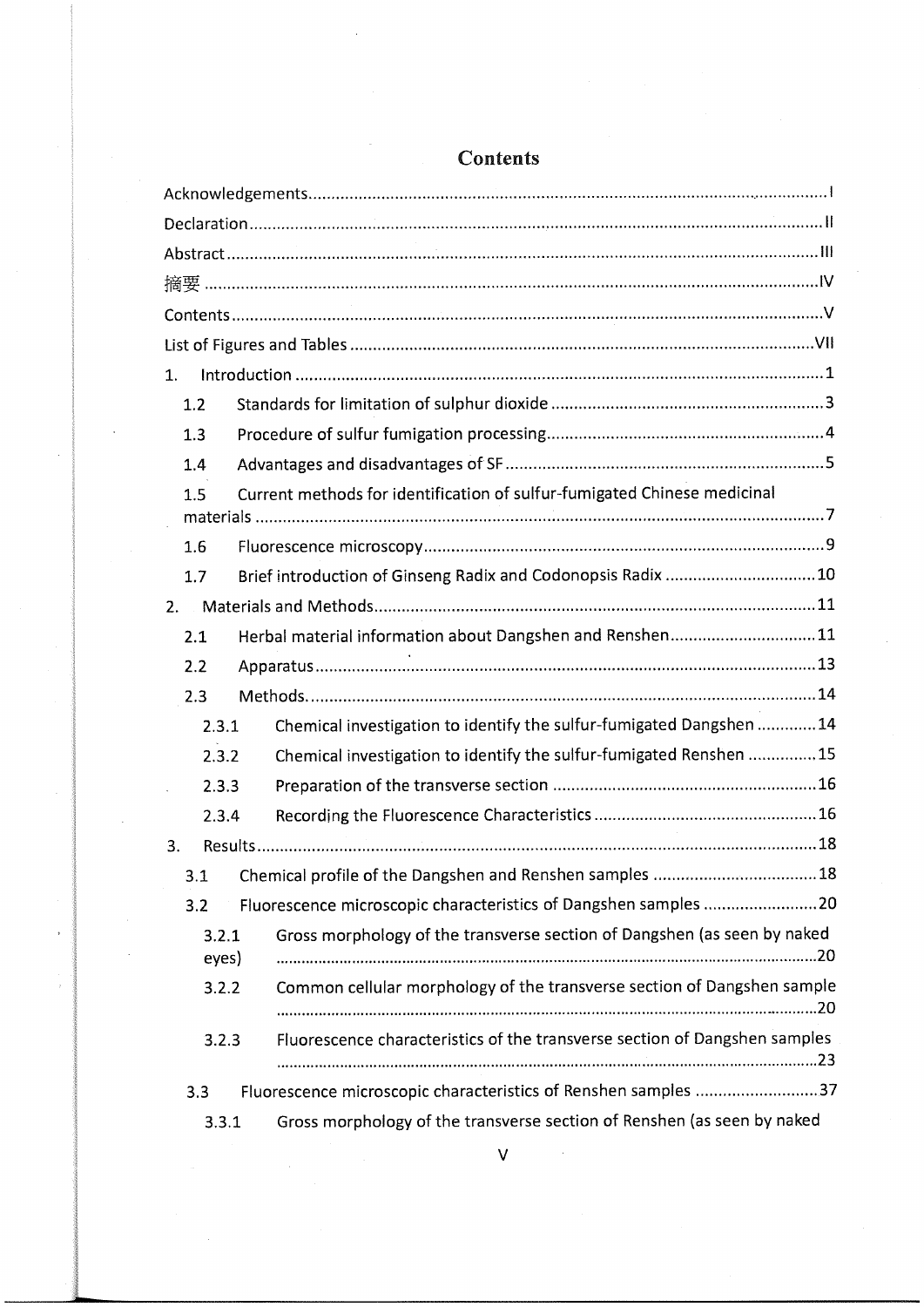# Contents

Acknowledgements........................................................................................................I

Declaration...................................................................................................................II

Abstract........................................................................................................................III

摘要...............................................................................................................................IV

Contents.......................................................................................................................V

List of Figures and Tables.........................................................................................VII

1. Introduction.............................................................................................................1

   1.2 Standards for limitation of sulphur dioxide.....................................................3

   1.3 Procedure of sulfur fumigation processing......................................................4

   1.4 Advantages and disadvantages of SF...............................................................5

   1.5 Current methods for identification of sulfur-fumigated Chinese medicinal materials...........................................................................................................7

   1.6 Fluorescence microscopy..................................................................................9

   1.7 Brief introduction of Ginseng Radix and Codonopsis Radix..........................10

2. Materials and Methods..........................................................................................11

   2.1 Herbal material information about Dangshen and Renshen..........................11

   2.2 Apparatus.........................................................................................................13

   2.3 Methods............................................................................................................14

      2.3.1 Chemical investigation to identify the sulfur-fumigated Dangshen.............14

      2.3.2 Chemical investigation to identify the sulfur-fumigated Renshen..............15

      2.3.3 Preparation of the transverse section...........................................................16

      2.3.4 Recording the Fluorescence Characteristics................................................16

3. Results......................................................................................................................18

   3.1 Chemical profile of the Dangshen and Renshen samples...............................18

   3.2 Fluorescence microscopic characteristics of Dangshen samples.....................20

      3.2.1 Gross morphology of the transverse section of Dangshen (as seen by naked eyes)...................................................................................................................20

      3.2.2 Common cellular morphology of the transverse section of Dangshen sample...................................................................................................................20

      3.2.3 Fluorescence characteristics of the transverse section of Dangshen samples...................................................................................................................23

   3.3 Fluorescence microscopic characteristics of Renshen samples.......................37

      3.3.1 Gross morphology of the transverse section of Renshen (as seen by naked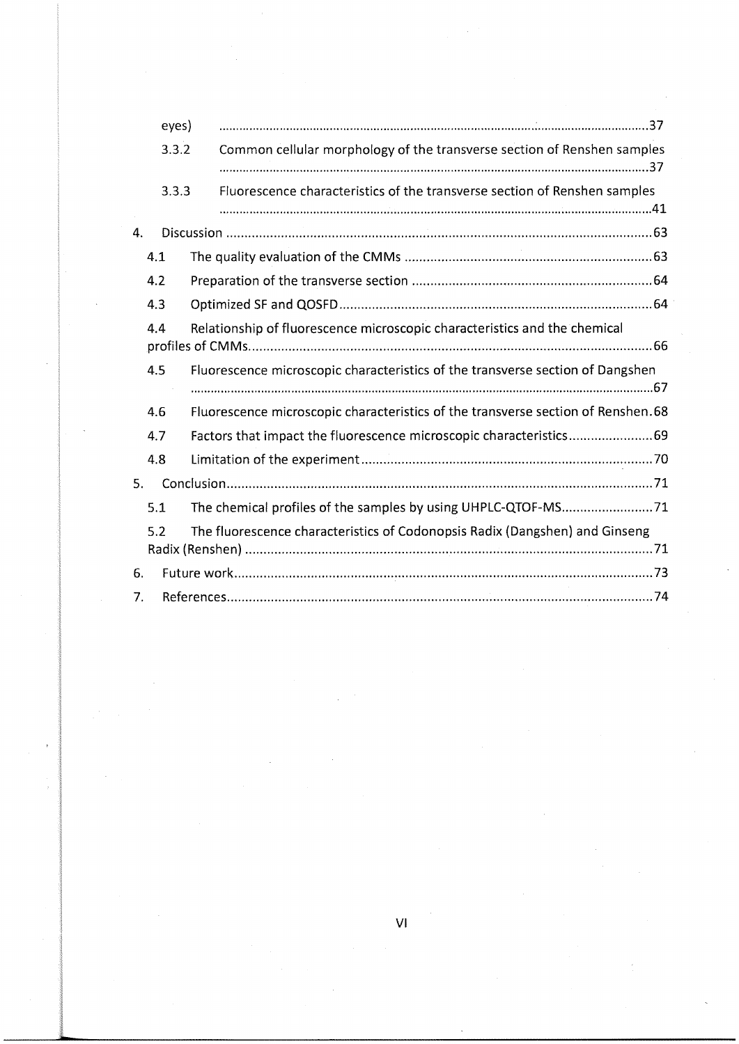eyes) ........................................................................................................................37

3.3.2 Common cellular morphology of the transverse section of Renshen samples ........................................................................................................................37

3.3.3 Fluorescence characteristics of the transverse section of Renshen samples ........................................................................................................................41

4. Discussion ........................................................................................................................63

4.1 The quality evaluation of the CMMs ........................................................................63

4.2 Preparation of the transverse section ........................................................................64

4.3 Optimized SF and QOSFD ........................................................................................64

4.4 Relationship of fluorescence microscopic characteristics and the chemical profiles of CMMs ........................................................................................................................66

4.5 Fluorescence microscopic characteristics of the transverse section of Dangshen ........................................................................................................................67

4.6 Fluorescence microscopic characteristics of the transverse section of Renshen .68

4.7 Factors that impact the fluorescence microscopic characteristics ........................69

4.8 Limitation of the experiment ........................................................................................70

5. Conclusion ........................................................................................................................71

5.1 The chemical profiles of the samples by using UHPLC-QTOF-MS ........................71

5.2 The fluorescence characteristics of Codonopsis Radix (Dangshen) and Ginseng Radix (Renshen) ........................................................................................................................71

6. Future work ........................................................................................................................73

7. References ........................................................................................................................74